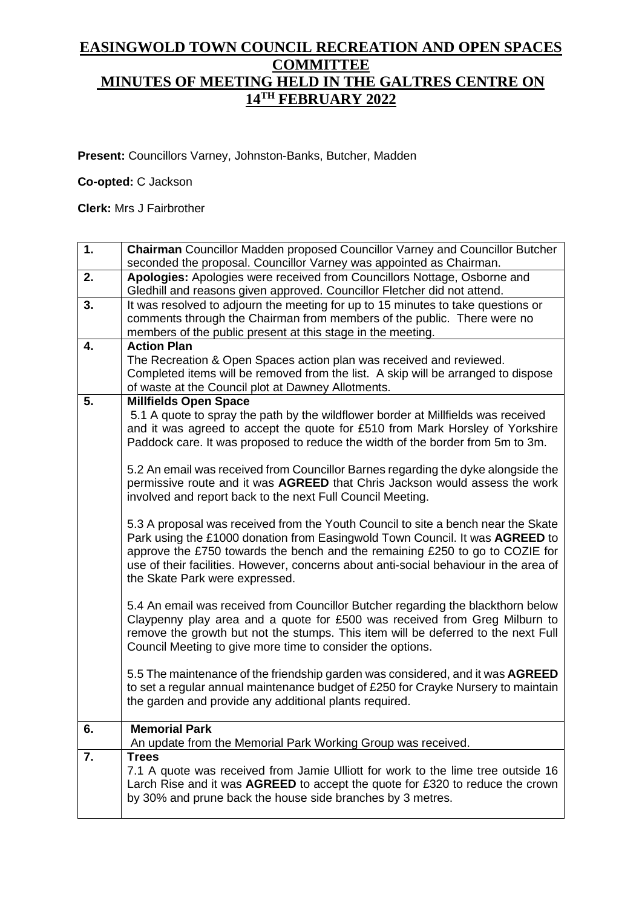# EASINGWOLD TOWN COUNCIL RECREATION AND OPEN SPACES COMMITTEE
# MINUTES OF MEETING HELD IN THE GALTRES CENTRE ON 14TH FEBRUARY 2022

**Present:** Councillors Varney, Johnston-Banks, Butcher, Madden

**Co-opted:** C Jackson

**Clerk:** Mrs J Fairbrother

| | |
|---|---|
| **1.** | **Chairman** Councillor Madden proposed Councillor Varney and Councillor Butcher seconded the proposal. Councillor Varney was appointed as Chairman. |
| **2.** | **Apologies:** Apologies were received from Councillors Nottage, Osborne and Gledhill and reasons given approved. Councillor Fletcher did not attend. |
| **3.** | It was resolved to adjourn the meeting for up to 15 minutes to take questions or comments through the Chairman from members of the public. There were no members of the public present at this stage in the meeting. |
| **4.** | **Action Plan**<br>The Recreation & Open Spaces action plan was received and reviewed. Completed items will be removed from the list. A skip will be arranged to dispose of waste at the Council plot at Dawney Allotments. |
| **5.** | **Millfields Open Space**<br>5.1 A quote to spray the path by the wildflower border at Millfields was received and it was agreed to accept the quote for £510 from Mark Horsley of Yorkshire Paddock care. It was proposed to reduce the width of the border from 5m to 3m.<br><br>5.2 An email was received from Councillor Barnes regarding the dyke alongside the permissive route and it was **AGREED** that Chris Jackson would assess the work involved and report back to the next Full Council Meeting.<br><br>5.3 A proposal was received from the Youth Council to site a bench near the Skate Park using the £1000 donation from Easingwold Town Council. It was **AGREED** to approve the £750 towards the bench and the remaining £250 to go to COZIE for use of their facilities. However, concerns about anti-social behaviour in the area of the Skate Park were expressed.<br><br>5.4 An email was received from Councillor Butcher regarding the blackthorn below Claypenny play area and a quote for £500 was received from Greg Milburn to remove the growth but not the stumps. This item will be deferred to the next Full Council Meeting to give more time to consider the options.<br><br>5.5 The maintenance of the friendship garden was considered, and it was **AGREED** to set a regular annual maintenance budget of £250 for Crayke Nursery to maintain the garden and provide any additional plants required. |
| **6.** | **Memorial Park**<br>An update from the Memorial Park Working Group was received. |
| **7.** | **Trees**<br>7.1 A quote was received from Jamie Ulliott for work to the lime tree outside 16 Larch Rise and it was **AGREED** to accept the quote for £320 to reduce the crown by 30% and prune back the house side branches by 3 metres. |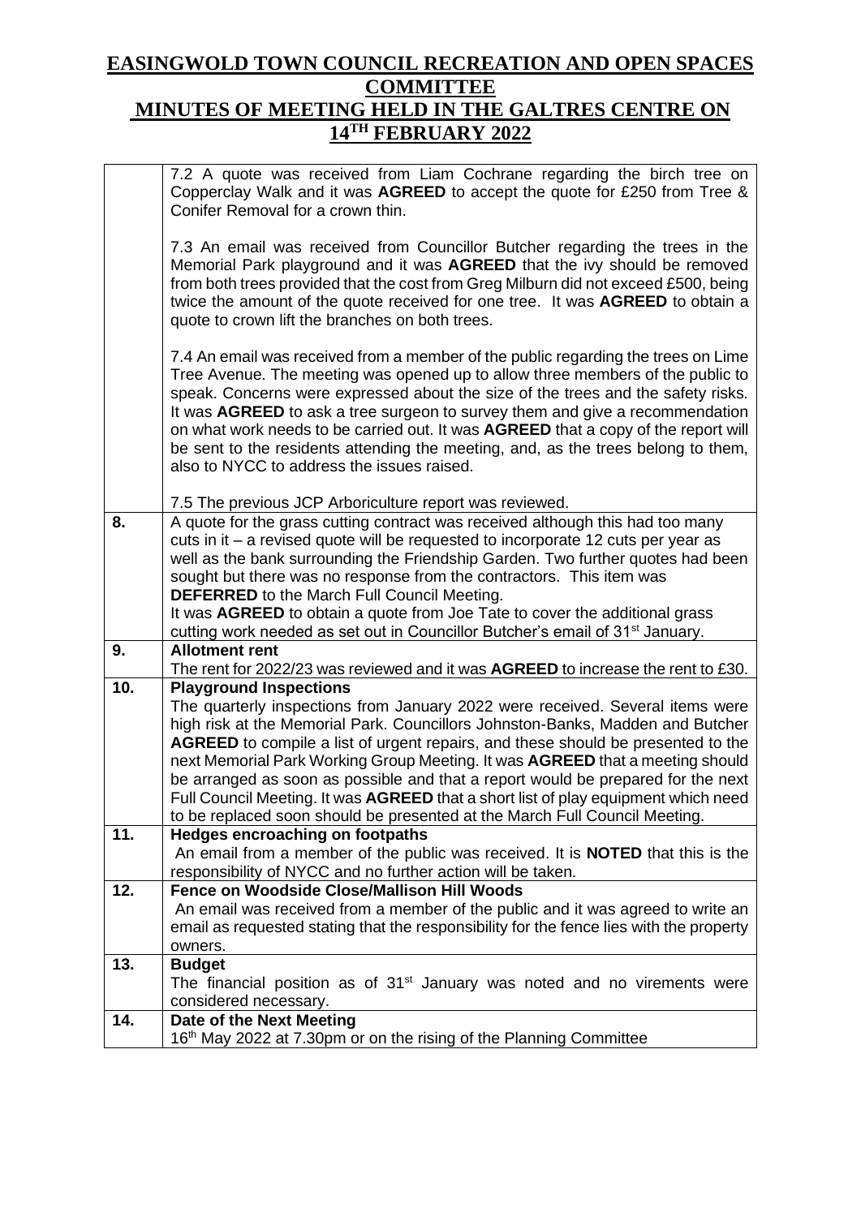# EASINGWOLD TOWN COUNCIL RECREATION AND OPEN SPACES COMMITTEE

## MINUTES OF MEETING HELD IN THE GALTRES CENTRE ON 14TH FEBRUARY 2022

| | |
|---|---|
| | 7.2 A quote was received from Liam Cochrane regarding the birch tree on Copperclay Walk and it was **AGREED** to accept the quote for £250 from Tree & Conifer Removal for a crown thin.<br><br>7.3 An email was received from Councillor Butcher regarding the trees in the Memorial Park playground and it was **AGREED** that the ivy should be removed from both trees provided that the cost from Greg Milburn did not exceed £500, being twice the amount of the quote received for one tree. It was **AGREED** to obtain a quote to crown lift the branches on both trees.<br><br>7.4 An email was received from a member of the public regarding the trees on Lime Tree Avenue. The meeting was opened up to allow three members of the public to speak. Concerns were expressed about the size of the trees and the safety risks. It was **AGREED** to ask a tree surgeon to survey them and give a recommendation on what work needs to be carried out. It was **AGREED** that a copy of the report will be sent to the residents attending the meeting, and, as the trees belong to them, also to NYCC to address the issues raised.<br><br>7.5 The previous JCP Arboriculture report was reviewed. |
| **8.** | A quote for the grass cutting contract was received although this had too many cuts in it – a revised quote will be requested to incorporate 12 cuts per year as well as the bank surrounding the Friendship Garden. Two further quotes had been sought but there was no response from the contractors. This item was **DEFERRED** to the March Full Council Meeting.<br>It was **AGREED** to obtain a quote from Joe Tate to cover the additional grass cutting work needed as set out in Councillor Butcher's email of 31st January. |
| **9.** | **Allotment rent**<br>The rent for 2022/23 was reviewed and it was **AGREED** to increase the rent to £30. |
| **10.** | **Playground Inspections**<br>The quarterly inspections from January 2022 were received. Several items were high risk at the Memorial Park. Councillors Johnston-Banks, Madden and Butcher **AGREED** to compile a list of urgent repairs, and these should be presented to the next Memorial Park Working Group Meeting. It was **AGREED** that a meeting should be arranged as soon as possible and that a report would be prepared for the next Full Council Meeting. It was **AGREED** that a short list of play equipment which need to be replaced soon should be presented at the March Full Council Meeting. |
| **11.** | **Hedges encroaching on footpaths**<br>An email from a member of the public was received. It is **NOTED** that this is the responsibility of NYCC and no further action will be taken. |
| **12.** | **Fence on Woodside Close/Mallison Hill Woods**<br>An email was received from a member of the public and it was agreed to write an email as requested stating that the responsibility for the fence lies with the property owners. |
| **13.** | **Budget**<br>The financial position as of 31st January was noted and no virements were considered necessary. |
| **14.** | **Date of the Next Meeting**<br>16th May 2022 at 7.30pm or on the rising of the Planning Committee |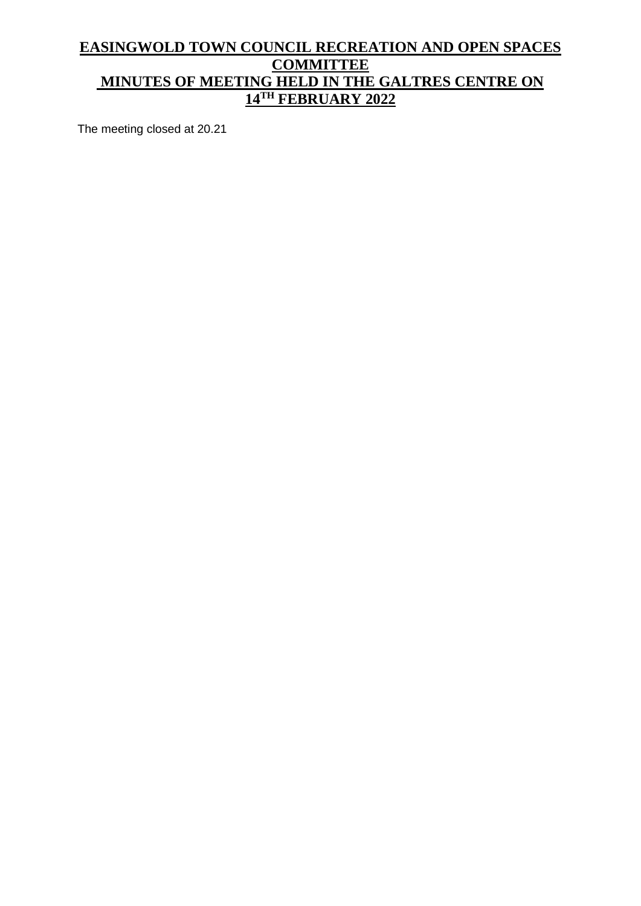# EASINGWOLD TOWN COUNCIL RECREATION AND OPEN SPACES COMMITTEE
## MINUTES OF MEETING HELD IN THE GALTRES CENTRE ON 14TH FEBRUARY 2022

The meeting closed at 20.21